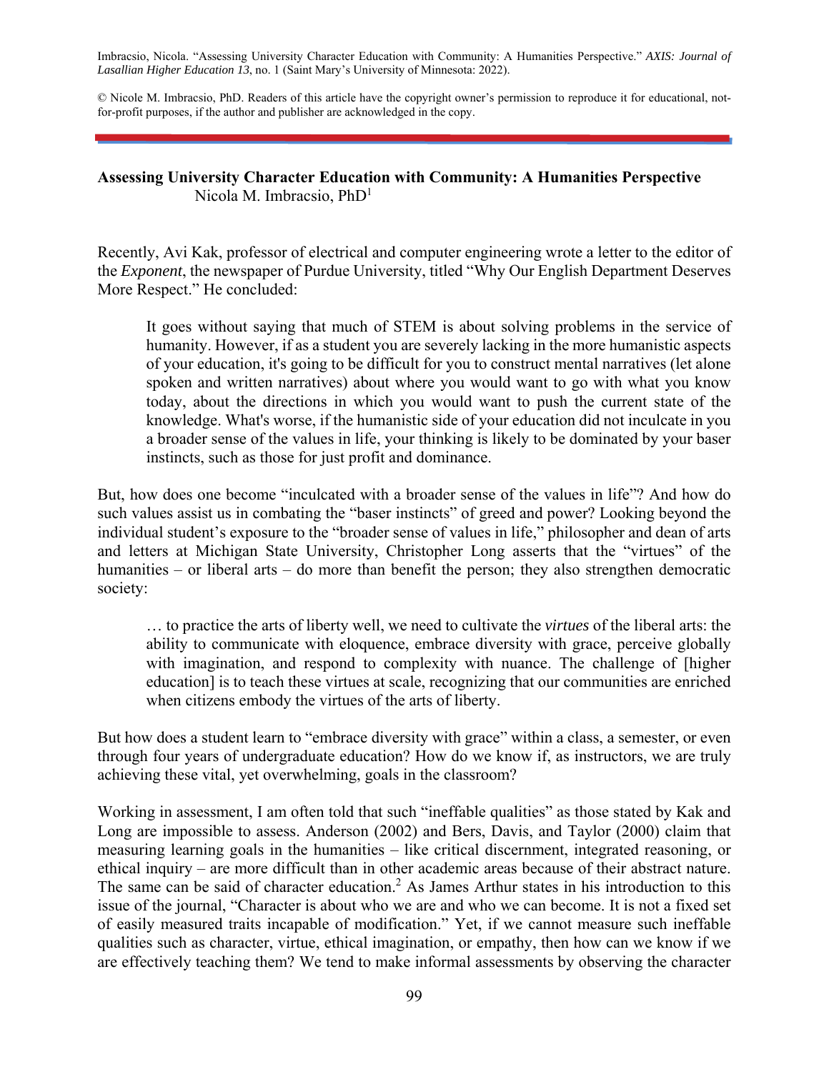Imbracsio, Nicola. "Assessing University Character Education with Community: A Humanities Perspective." *AXIS: Journal of Lasallian Higher Education 13*, no. 1 (Saint Mary's University of Minnesota: 2022).

© Nicole M. Imbracsio, PhD. Readers of this article have the copyright owner's permission to reproduce it for educational, not-for-profit purposes, if the author and publisher are acknowledged in the copy.

**Assessing University Character Education with Community: A Humanities Perspective**

Nicola M. Imbracsio, PhD[1]

Recently, Avi Kak, professor of electrical and computer engineering wrote a letter to the editor of the *Exponent*, the newspaper of Purdue University, titled "Why Our English Department Deserves More Respect." He concluded:

> It goes without saying that much of STEM is about solving problems in the service of humanity. However, if as a student you are severely lacking in the more humanistic aspects of your education, it's going to be difficult for you to construct mental narratives (let alone spoken and written narratives) about where you would want to go with what you know today, about the directions in which you would want to push the current state of the knowledge. What's worse, if the humanistic side of your education did not inculcate in you a broader sense of the values in life, your thinking is likely to be dominated by your baser instincts, such as those for just profit and dominance.

But, how does one become "inculcated with a broader sense of the values in life"? And how do such values assist us in combating the "baser instincts" of greed and power? Looking beyond the individual student's exposure to the "broader sense of values in life," philosopher and dean of arts and letters at Michigan State University, Christopher Long asserts that the "virtues" of the humanities – or liberal arts – do more than benefit the person; they also strengthen democratic society:

> … to practice the arts of liberty well, we need to cultivate the *virtues* of the liberal arts: the ability to communicate with eloquence, embrace diversity with grace, perceive globally with imagination, and respond to complexity with nuance. The challenge of [higher education] is to teach these virtues at scale, recognizing that our communities are enriched when citizens embody the virtues of the arts of liberty.

But how does a student learn to "embrace diversity with grace" within a class, a semester, or even through four years of undergraduate education? How do we know if, as instructors, we are truly achieving these vital, yet overwhelming, goals in the classroom?

Working in assessment, I am often told that such "ineffable qualities" as those stated by Kak and Long are impossible to assess. Anderson (2002) and Bers, Davis, and Taylor (2000) claim that measuring learning goals in the humanities – like critical discernment, integrated reasoning, or ethical inquiry – are more difficult than in other academic areas because of their abstract nature. The same can be said of character education.[2] As James Arthur states in his introduction to this issue of the journal, "Character is about who we are and who we can become. It is not a fixed set of easily measured traits incapable of modification." Yet, if we cannot measure such ineffable qualities such as character, virtue, ethical imagination, or empathy, then how can we know if we are effectively teaching them? We tend to make informal assessments by observing the character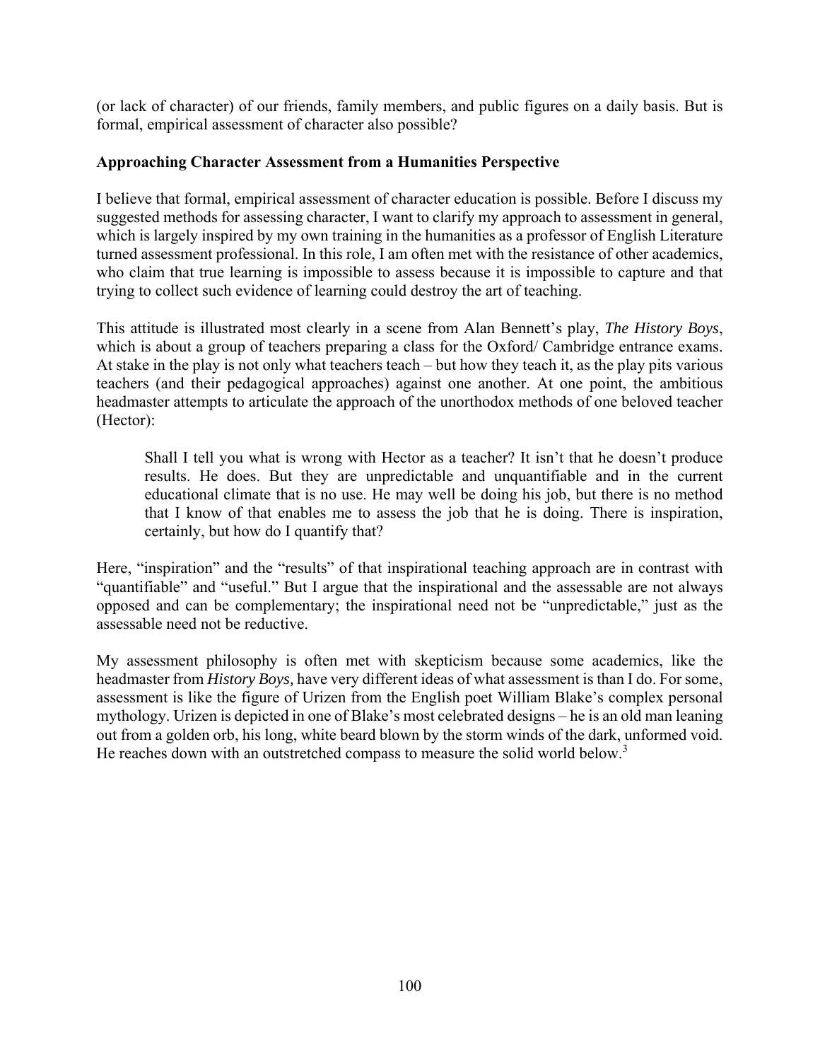(or lack of character) of our friends, family members, and public figures on a daily basis. But is formal, empirical assessment of character also possible?

### Approaching Character Assessment from a Humanities Perspective

I believe that formal, empirical assessment of character education is possible. Before I discuss my suggested methods for assessing character, I want to clarify my approach to assessment in general, which is largely inspired by my own training in the humanities as a professor of English Literature turned assessment professional. In this role, I am often met with the resistance of other academics, who claim that true learning is impossible to assess because it is impossible to capture and that trying to collect such evidence of learning could destroy the art of teaching.

This attitude is illustrated most clearly in a scene from Alan Bennett's play, *The History Boys*, which is about a group of teachers preparing a class for the Oxford/ Cambridge entrance exams. At stake in the play is not only what teachers teach – but how they teach it, as the play pits various teachers (and their pedagogical approaches) against one another. At one point, the ambitious headmaster attempts to articulate the approach of the unorthodox methods of one beloved teacher (Hector):

> Shall I tell you what is wrong with Hector as a teacher? It isn't that he doesn't produce results. He does. But they are unpredictable and unquantifiable and in the current educational climate that is no use. He may well be doing his job, but there is no method that I know of that enables me to assess the job that he is doing. There is inspiration, certainly, but how do I quantify that?

Here, "inspiration" and the "results" of that inspirational teaching approach are in contrast with "quantifiable" and "useful." But I argue that the inspirational and the assessable are not always opposed and can be complementary; the inspirational need not be "unpredictable," just as the assessable need not be reductive.

My assessment philosophy is often met with skepticism because some academics, like the headmaster from *History Boys,* have very different ideas of what assessment is than I do. For some, assessment is like the figure of Urizen from the English poet William Blake's complex personal mythology. Urizen is depicted in one of Blake's most celebrated designs – he is an old man leaning out from a golden orb, his long, white beard blown by the storm winds of the dark, unformed void. He reaches down with an outstretched compass to measure the solid world below.[3]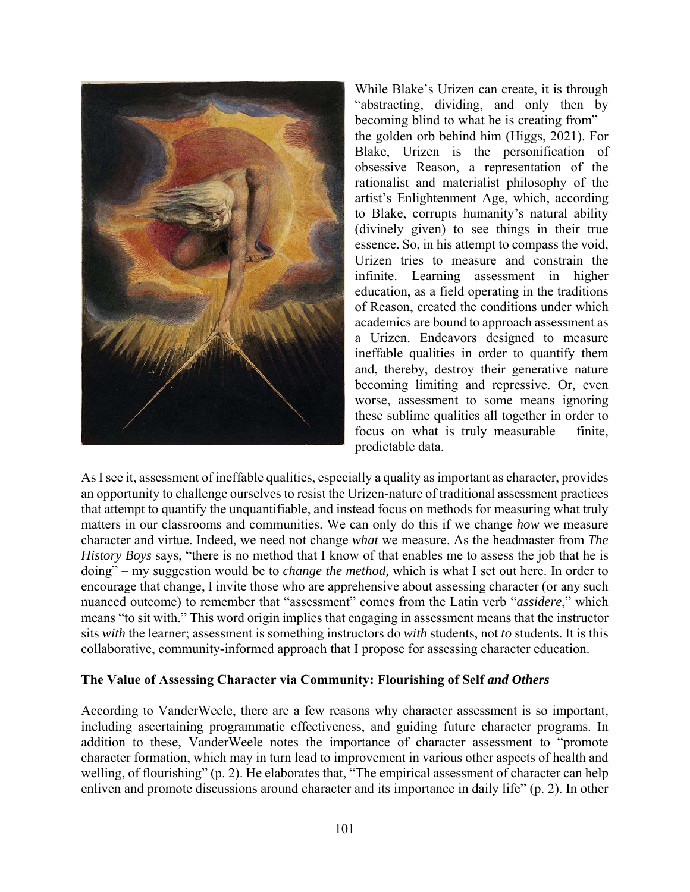While Blake's Urizen can create, it is through "abstracting, dividing, and only then by becoming blind to what he is creating from" – the golden orb behind him (Higgs, 2021). For Blake, Urizen is the personification of obsessive Reason, a representation of the rationalist and materialist philosophy of the artist's Enlightenment Age, which, according to Blake, corrupts humanity's natural ability (divinely given) to see things in their true essence. So, in his attempt to compass the void, Urizen tries to measure and constrain the infinite. Learning assessment in higher education, as a field operating in the traditions of Reason, created the conditions under which academics are bound to approach assessment as a Urizen. Endeavors designed to measure ineffable qualities in order to quantify them and, thereby, destroy their generative nature becoming limiting and repressive. Or, even worse, assessment to some means ignoring these sublime qualities all together in order to focus on what is truly measurable – finite, predictable data.

As I see it, assessment of ineffable qualities, especially a quality as important as character, provides an opportunity to challenge ourselves to resist the Urizen-nature of traditional assessment practices that attempt to quantify the unquantifiable, and instead focus on methods for measuring what truly matters in our classrooms and communities. We can only do this if we change *how* we measure character and virtue. Indeed, we need not change *what* we measure. As the headmaster from *The History Boys* says, "there is no method that I know of that enables me to assess the job that he is doing" – my suggestion would be to *change the method,* which is what I set out here. In order to encourage that change, I invite those who are apprehensive about assessing character (or any such nuanced outcome) to remember that "assessment" comes from the Latin verb "*assidere*," which means "to sit with." This word origin implies that engaging in assessment means that the instructor sits *with* the learner; assessment is something instructors do *with* students, not *to* students. It is this collaborative, community-informed approach that I propose for assessing character education.

### The Value of Assessing Character via Community: Flourishing of Self *and Others*

According to VanderWeele, there are a few reasons why character assessment is so important, including ascertaining programmatic effectiveness, and guiding future character programs. In addition to these, VanderWeele notes the importance of character assessment to "promote character formation, which may in turn lead to improvement in various other aspects of health and welling, of flourishing" (p. 2). He elaborates that, "The empirical assessment of character can help enliven and promote discussions around character and its importance in daily life" (p. 2). In other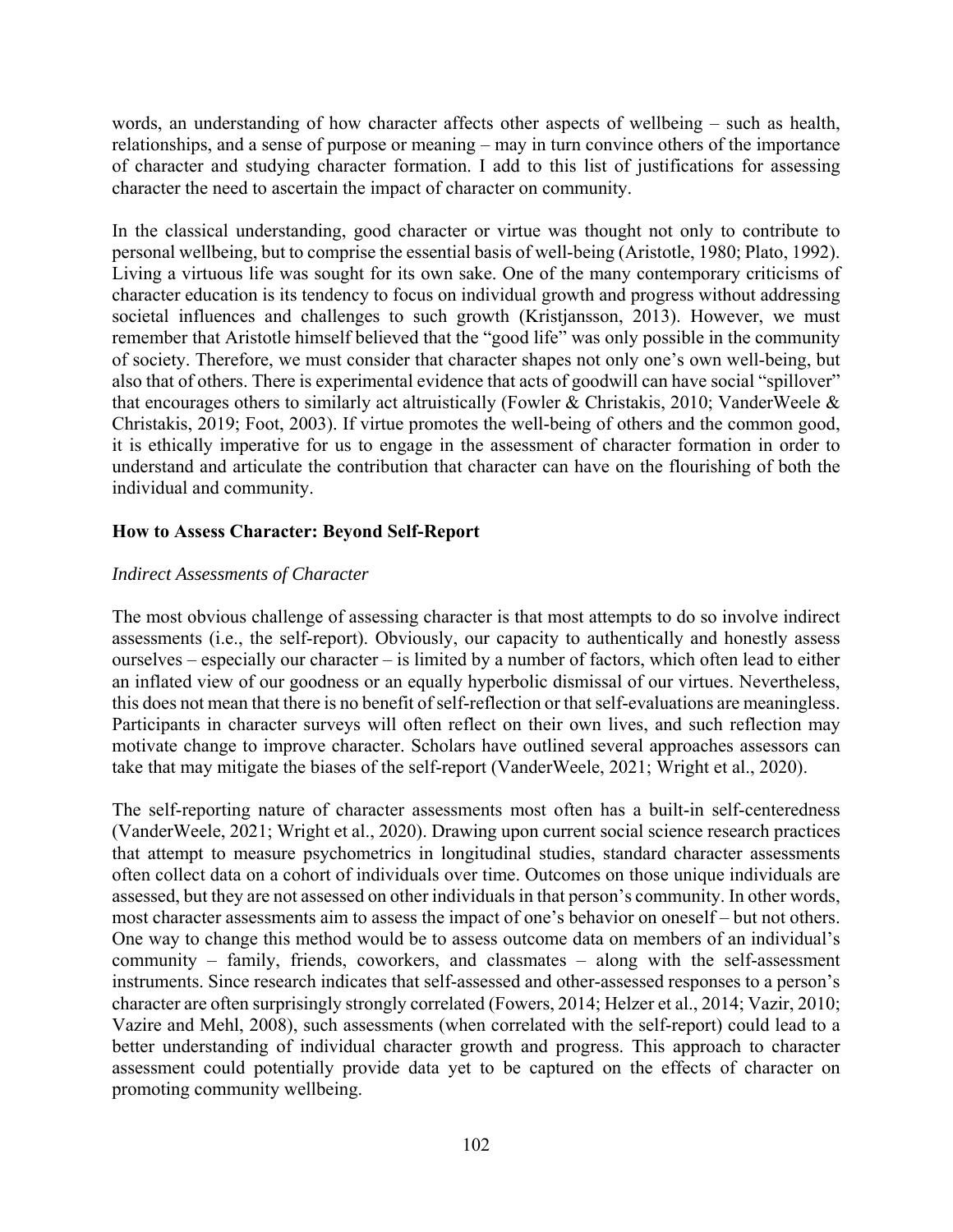words, an understanding of how character affects other aspects of wellbeing – such as health, relationships, and a sense of purpose or meaning – may in turn convince others of the importance of character and studying character formation. I add to this list of justifications for assessing character the need to ascertain the impact of character on community.

In the classical understanding, good character or virtue was thought not only to contribute to personal wellbeing, but to comprise the essential basis of well-being (Aristotle, 1980; Plato, 1992). Living a virtuous life was sought for its own sake. One of the many contemporary criticisms of character education is its tendency to focus on individual growth and progress without addressing societal influences and challenges to such growth (Kristjansson, 2013). However, we must remember that Aristotle himself believed that the "good life" was only possible in the community of society. Therefore, we must consider that character shapes not only one's own well-being, but also that of others. There is experimental evidence that acts of goodwill can have social "spillover" that encourages others to similarly act altruistically (Fowler & Christakis, 2010; VanderWeele & Christakis, 2019; Foot, 2003). If virtue promotes the well-being of others and the common good, it is ethically imperative for us to engage in the assessment of character formation in order to understand and articulate the contribution that character can have on the flourishing of both the individual and community.

## How to Assess Character: Beyond Self-Report

### *Indirect Assessments of Character*

The most obvious challenge of assessing character is that most attempts to do so involve indirect assessments (i.e., the self-report). Obviously, our capacity to authentically and honestly assess ourselves – especially our character – is limited by a number of factors, which often lead to either an inflated view of our goodness or an equally hyperbolic dismissal of our virtues. Nevertheless, this does not mean that there is no benefit of self-reflection or that self-evaluations are meaningless. Participants in character surveys will often reflect on their own lives, and such reflection may motivate change to improve character. Scholars have outlined several approaches assessors can take that may mitigate the biases of the self-report (VanderWeele, 2021; Wright et al., 2020).

The self-reporting nature of character assessments most often has a built-in self-centeredness (VanderWeele, 2021; Wright et al., 2020). Drawing upon current social science research practices that attempt to measure psychometrics in longitudinal studies, standard character assessments often collect data on a cohort of individuals over time. Outcomes on those unique individuals are assessed, but they are not assessed on other individuals in that person's community. In other words, most character assessments aim to assess the impact of one's behavior on oneself – but not others. One way to change this method would be to assess outcome data on members of an individual's community – family, friends, coworkers, and classmates – along with the self-assessment instruments. Since research indicates that self-assessed and other-assessed responses to a person's character are often surprisingly strongly correlated (Fowers, 2014; Helzer et al., 2014; Vazir, 2010; Vazire and Mehl, 2008), such assessments (when correlated with the self-report) could lead to a better understanding of individual character growth and progress. This approach to character assessment could potentially provide data yet to be captured on the effects of character on promoting community wellbeing.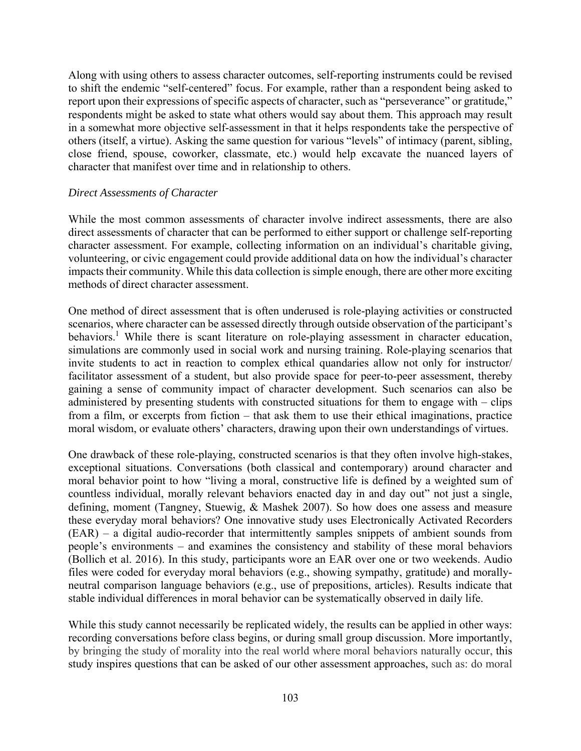Along with using others to assess character outcomes, self-reporting instruments could be revised to shift the endemic "self-centered" focus. For example, rather than a respondent being asked to report upon their expressions of specific aspects of character, such as "perseverance" or gratitude," respondents might be asked to state what others would say about them. This approach may result in a somewhat more objective self-assessment in that it helps respondents take the perspective of others (itself, a virtue). Asking the same question for various "levels" of intimacy (parent, sibling, close friend, spouse, coworker, classmate, etc.) would help excavate the nuanced layers of character that manifest over time and in relationship to others.

*Direct Assessments of Character*

While the most common assessments of character involve indirect assessments, there are also direct assessments of character that can be performed to either support or challenge self-reporting character assessment. For example, collecting information on an individual's charitable giving, volunteering, or civic engagement could provide additional data on how the individual's character impacts their community. While this data collection is simple enough, there are other more exciting methods of direct character assessment.

One method of direct assessment that is often underused is role-playing activities or constructed scenarios, where character can be assessed directly through outside observation of the participant's behaviors.[1] While there is scant literature on role-playing assessment in character education, simulations are commonly used in social work and nursing training. Role-playing scenarios that invite students to act in reaction to complex ethical quandaries allow not only for instructor/ facilitator assessment of a student, but also provide space for peer-to-peer assessment, thereby gaining a sense of community impact of character development. Such scenarios can also be administered by presenting students with constructed situations for them to engage with – clips from a film, or excerpts from fiction – that ask them to use their ethical imaginations, practice moral wisdom, or evaluate others' characters, drawing upon their own understandings of virtues.

One drawback of these role-playing, constructed scenarios is that they often involve high-stakes, exceptional situations. Conversations (both classical and contemporary) around character and moral behavior point to how "living a moral, constructive life is defined by a weighted sum of countless individual, morally relevant behaviors enacted day in and day out" not just a single, defining, moment (Tangney, Stuewig, & Mashek 2007). So how does one assess and measure these everyday moral behaviors? One innovative study uses Electronically Activated Recorders (EAR) – a digital audio-recorder that intermittently samples snippets of ambient sounds from people's environments – and examines the consistency and stability of these moral behaviors (Bollich et al. 2016). In this study, participants wore an EAR over one or two weekends. Audio files were coded for everyday moral behaviors (e.g., showing sympathy, gratitude) and morally-neutral comparison language behaviors (e.g., use of prepositions, articles). Results indicate that stable individual differences in moral behavior can be systematically observed in daily life.

While this study cannot necessarily be replicated widely, the results can be applied in other ways: recording conversations before class begins, or during small group discussion. More importantly, by bringing the study of morality into the real world where moral behaviors naturally occur, this study inspires questions that can be asked of our other assessment approaches, such as: do moral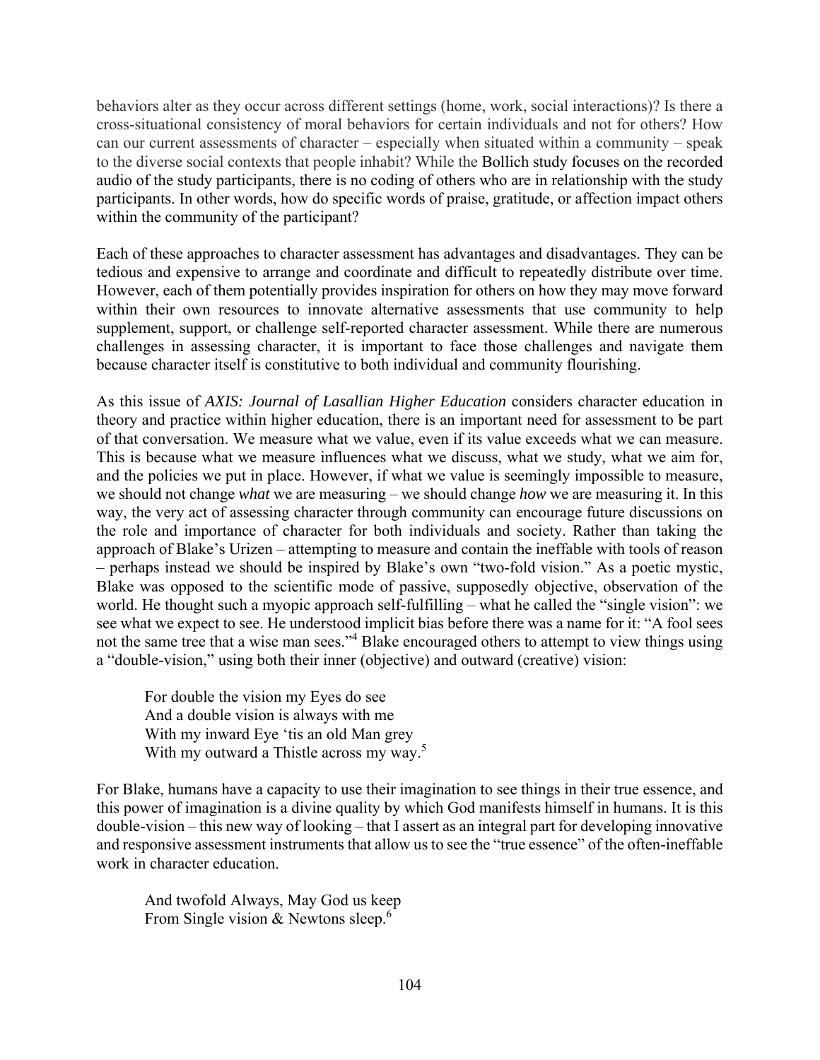behaviors alter as they occur across different settings (home, work, social interactions)? Is there a cross-situational consistency of moral behaviors for certain individuals and not for others? How can our current assessments of character – especially when situated within a community – speak to the diverse social contexts that people inhabit? While the Bollich study focuses on the recorded audio of the study participants, there is no coding of others who are in relationship with the study participants. In other words, how do specific words of praise, gratitude, or affection impact others within the community of the participant?

Each of these approaches to character assessment has advantages and disadvantages. They can be tedious and expensive to arrange and coordinate and difficult to repeatedly distribute over time. However, each of them potentially provides inspiration for others on how they may move forward within their own resources to innovate alternative assessments that use community to help supplement, support, or challenge self-reported character assessment. While there are numerous challenges in assessing character, it is important to face those challenges and navigate them because character itself is constitutive to both individual and community flourishing.

As this issue of *AXIS: Journal of Lasallian Higher Education* considers character education in theory and practice within higher education, there is an important need for assessment to be part of that conversation. We measure what we value, even if its value exceeds what we can measure. This is because what we measure influences what we discuss, what we study, what we aim for, and the policies we put in place. However, if what we value is seemingly impossible to measure, we should not change *what* we are measuring – we should change *how* we are measuring it. In this way, the very act of assessing character through community can encourage future discussions on the role and importance of character for both individuals and society. Rather than taking the approach of Blake's Urizen – attempting to measure and contain the ineffable with tools of reason – perhaps instead we should be inspired by Blake's own "two-fold vision." As a poetic mystic, Blake was opposed to the scientific mode of passive, supposedly objective, observation of the world. He thought such a myopic approach self-fulfilling – what he called the "single vision": we see what we expect to see. He understood implicit bias before there was a name for it: "A fool sees not the same tree that a wise man sees."[4] Blake encouraged others to attempt to view things using a "double-vision," using both their inner (objective) and outward (creative) vision:

> For double the vision my Eyes do see
> And a double vision is always with me
> With my inward Eye 'tis an old Man grey
> With my outward a Thistle across my way.[5]

For Blake, humans have a capacity to use their imagination to see things in their true essence, and this power of imagination is a divine quality by which God manifests himself in humans. It is this double-vision – this new way of looking – that I assert as an integral part for developing innovative and responsive assessment instruments that allow us to see the "true essence" of the often-ineffable work in character education.

> And twofold Always, May God us keep
> From Single vision & Newtons sleep.[6]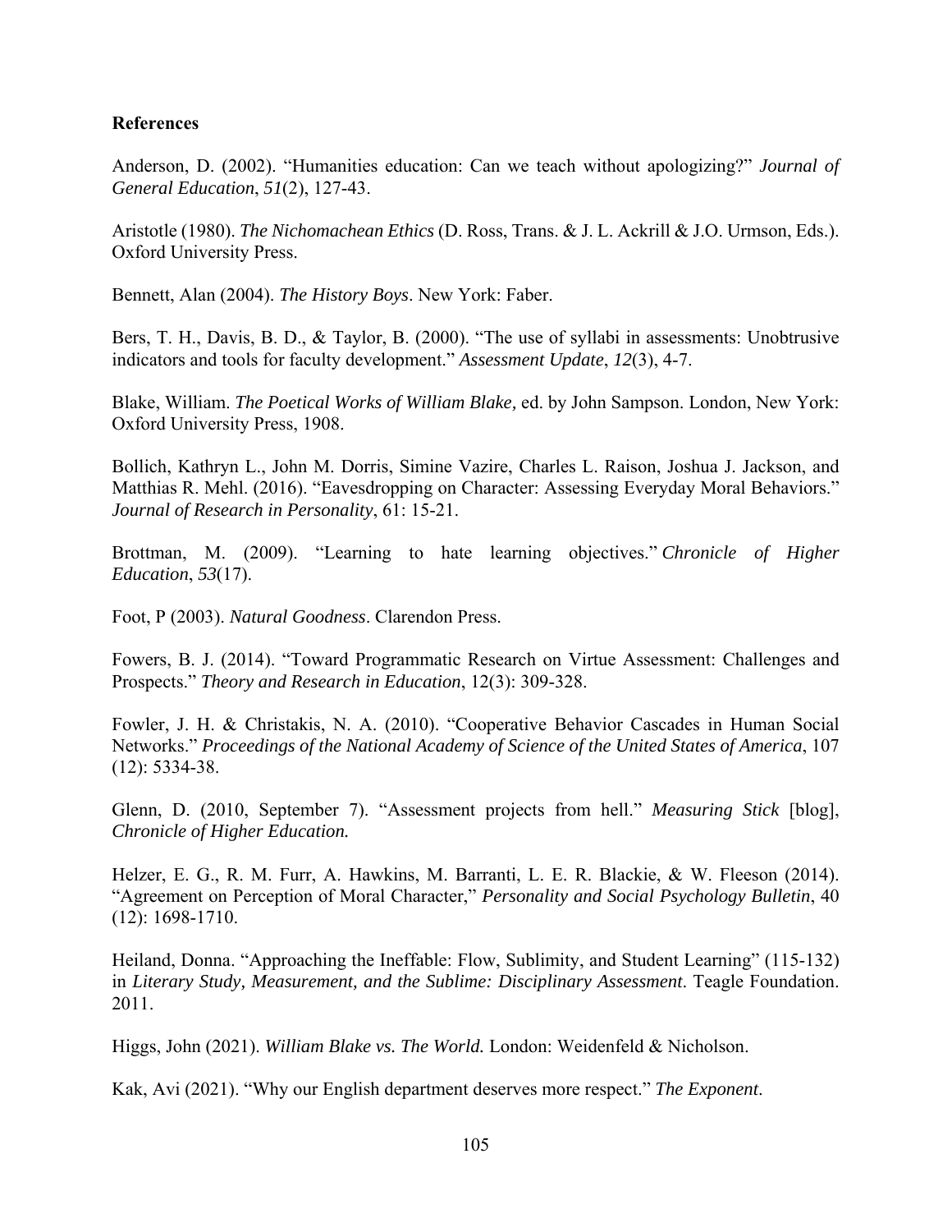**References**

Anderson, D. (2002). "Humanities education: Can we teach without apologizing?" *Journal of General Education*, *51*(2), 127-43.

Aristotle (1980). *The Nichomachean Ethics* (D. Ross, Trans. & J. L. Ackrill & J.O. Urmson, Eds.). Oxford University Press.

Bennett, Alan (2004). *The History Boys*. New York: Faber.

Bers, T. H., Davis, B. D., & Taylor, B. (2000). "The use of syllabi in assessments: Unobtrusive indicators and tools for faculty development." *Assessment Update*, *12*(3), 4-7.

Blake, William. *The Poetical Works of William Blake,* ed. by John Sampson. London, New York: Oxford University Press, 1908.

Bollich, Kathryn L., John M. Dorris, Simine Vazire, Charles L. Raison, Joshua J. Jackson, and Matthias R. Mehl. (2016). "Eavesdropping on Character: Assessing Everyday Moral Behaviors." *Journal of Research in Personality*, 61: 15-21.

Brottman, M. (2009). "Learning to hate learning objectives." *Chronicle of Higher Education*, *53*(17).

Foot, P (2003). *Natural Goodness*. Clarendon Press.

Fowers, B. J. (2014). "Toward Programmatic Research on Virtue Assessment: Challenges and Prospects." *Theory and Research in Education*, 12(3): 309-328.

Fowler, J. H. & Christakis, N. A. (2010). "Cooperative Behavior Cascades in Human Social Networks." *Proceedings of the National Academy of Science of the United States of America*, 107 (12): 5334-38.

Glenn, D. (2010, September 7). "Assessment projects from hell." *Measuring Stick* [blog], *Chronicle of Higher Education.*

Helzer, E. G., R. M. Furr, A. Hawkins, M. Barranti, L. E. R. Blackie, & W. Fleeson (2014). "Agreement on Perception of Moral Character," *Personality and Social Psychology Bulletin*, 40 (12): 1698-1710.

Heiland, Donna. "Approaching the Ineffable: Flow, Sublimity, and Student Learning" (115-132) in *Literary Study, Measurement, and the Sublime: Disciplinary Assessment*. Teagle Foundation. 2011.

Higgs, John (2021). *William Blake vs. The World.* London: Weidenfeld & Nicholson.

Kak, Avi (2021). "Why our English department deserves more respect." *The Exponent*.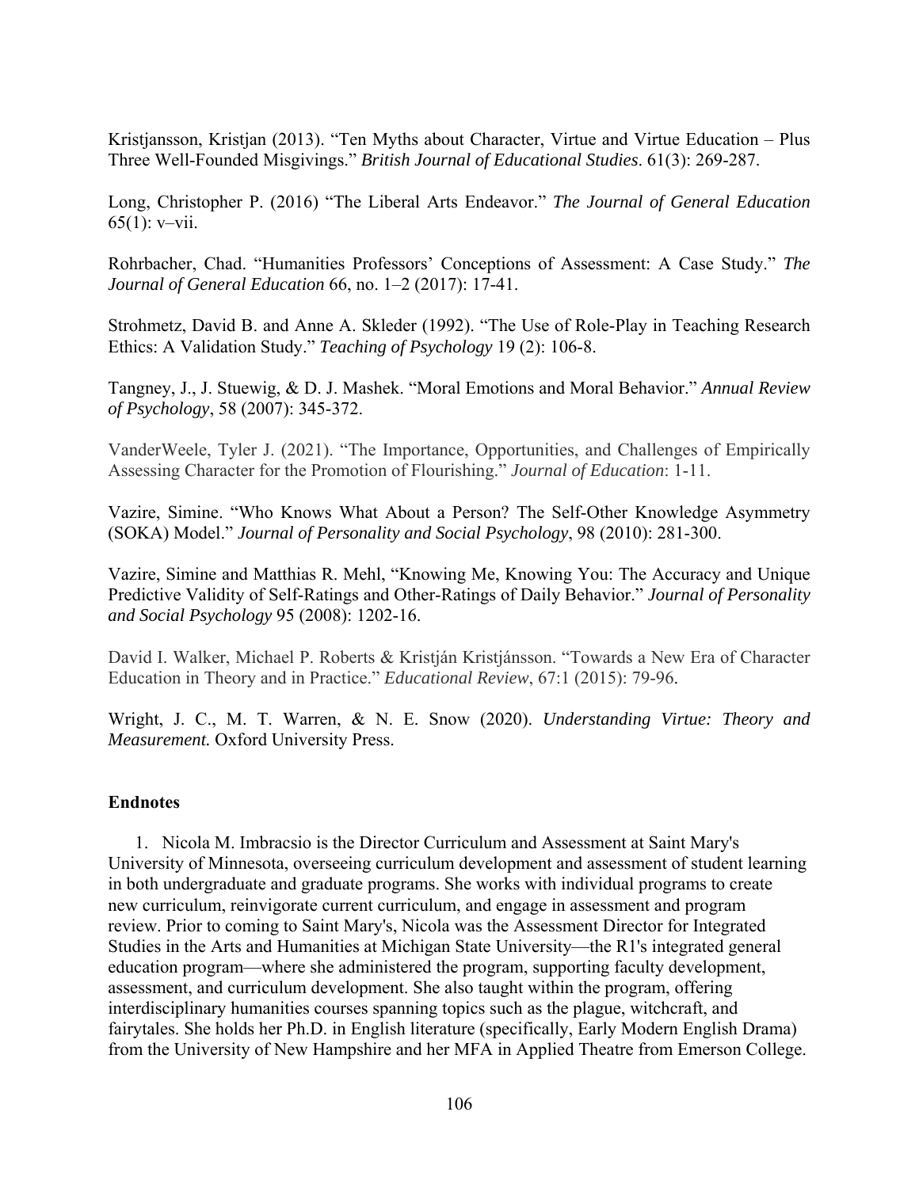Kristjansson, Kristjan (2013). "Ten Myths about Character, Virtue and Virtue Education – Plus Three Well-Founded Misgivings." *British Journal of Educational Studies*. 61(3): 269-287.

Long, Christopher P. (2016) "The Liberal Arts Endeavor." *The Journal of General Education* 65(1): v–vii.

Rohrbacher, Chad. "Humanities Professors' Conceptions of Assessment: A Case Study." *The Journal of General Education* 66, no. 1–2 (2017): 17-41.

Strohmetz, David B. and Anne A. Skleder (1992). "The Use of Role-Play in Teaching Research Ethics: A Validation Study." *Teaching of Psychology* 19 (2): 106-8.

Tangney, J., J. Stuewig, & D. J. Mashek. "Moral Emotions and Moral Behavior." *Annual Review of Psychology*, 58 (2007): 345-372.

VanderWeele, Tyler J. (2021). "The Importance, Opportunities, and Challenges of Empirically Assessing Character for the Promotion of Flourishing." *Journal of Education*: 1-11.

Vazire, Simine. "Who Knows What About a Person? The Self-Other Knowledge Asymmetry (SOKA) Model." *Journal of Personality and Social Psychology*, 98 (2010): 281-300.

Vazire, Simine and Matthias R. Mehl, "Knowing Me, Knowing You: The Accuracy and Unique Predictive Validity of Self-Ratings and Other-Ratings of Daily Behavior." *Journal of Personality and Social Psychology* 95 (2008): 1202-16.

David I. Walker, Michael P. Roberts & Kristján Kristjánsson. "Towards a New Era of Character Education in Theory and in Practice." *Educational Review*, 67:1 (2015): 79-96.

Wright, J. C., M. T. Warren, & N. E. Snow (2020). *Understanding Virtue: Theory and Measurement.* Oxford University Press.

**Endnotes**

1. Nicola M. Imbracsio is the Director Curriculum and Assessment at Saint Mary's University of Minnesota, overseeing curriculum development and assessment of student learning in both undergraduate and graduate programs. She works with individual programs to create new curriculum, reinvigorate current curriculum, and engage in assessment and program review. Prior to coming to Saint Mary's, Nicola was the Assessment Director for Integrated Studies in the Arts and Humanities at Michigan State University—the R1's integrated general education program—where she administered the program, supporting faculty development, assessment, and curriculum development. She also taught within the program, offering interdisciplinary humanities courses spanning topics such as the plague, witchcraft, and fairytales. She holds her Ph.D. in English literature (specifically, Early Modern English Drama) from the University of New Hampshire and her MFA in Applied Theatre from Emerson College.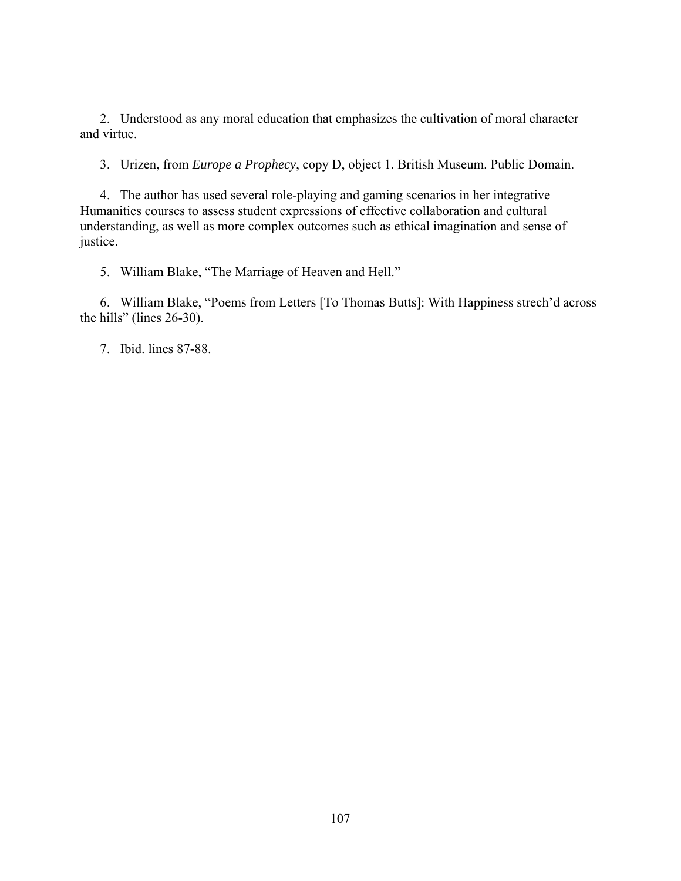2. Understood as any moral education that emphasizes the cultivation of moral character and virtue.

3. Urizen, from *Europe a Prophecy*, copy D, object 1. British Museum. Public Domain.

4. The author has used several role-playing and gaming scenarios in her integrative Humanities courses to assess student expressions of effective collaboration and cultural understanding, as well as more complex outcomes such as ethical imagination and sense of justice.

5. William Blake, "The Marriage of Heaven and Hell."

6. William Blake, "Poems from Letters [To Thomas Butts]: With Happiness strech'd across the hills" (lines 26-30).

7. Ibid. lines 87-88.